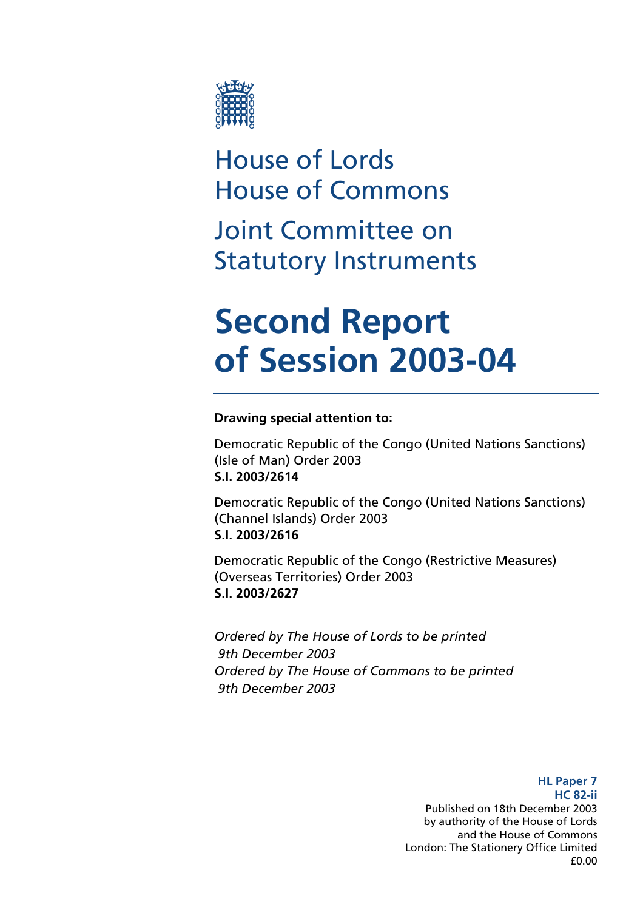House of Lords
House of Commons

Joint Committee on Statutory Instruments

# Second Report of Session 2003-04

**Drawing special attention to:**

Democratic Republic of the Congo (United Nations Sanctions) (Isle of Man) Order 2003
**S.I. 2003/2614**

Democratic Republic of the Congo (United Nations Sanctions) (Channel Islands) Order 2003
**S.I. 2003/2616**

Democratic Republic of the Congo (Restrictive Measures) (Overseas Territories) Order 2003
**S.I. 2003/2627**

*Ordered by The House of Lords to be printed 9th December 2003*
*Ordered by The House of Commons to be printed 9th December 2003*

**HL Paper 7**
**HC 82-ii**
Published on 18th December 2003
by authority of the House of Lords
and the House of Commons
London: The Stationery Office Limited
£0.00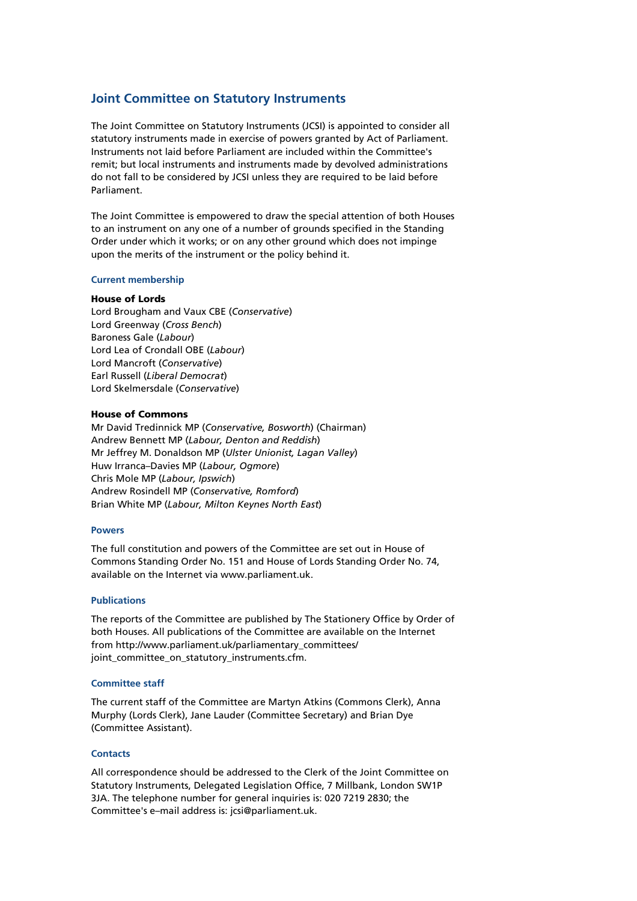# Joint Committee on Statutory Instruments

The Joint Committee on Statutory Instruments (JCSI) is appointed to consider all statutory instruments made in exercise of powers granted by Act of Parliament. Instruments not laid before Parliament are included within the Committee's remit; but local instruments and instruments made by devolved administrations do not fall to be considered by JCSI unless they are required to be laid before Parliament.

The Joint Committee is empowered to draw the special attention of both Houses to an instrument on any one of a number of grounds specified in the Standing Order under which it works; or on any other ground which does not impinge upon the merits of the instrument or the policy behind it.

### Current membership

**House of Lords**
Lord Brougham and Vaux CBE (*Conservative*)
Lord Greenway (*Cross Bench*)
Baroness Gale (*Labour*)
Lord Lea of Crondall OBE (*Labour*)
Lord Mancroft (*Conservative*)
Earl Russell (*Liberal Democrat*)
Lord Skelmersdale (*Conservative*)

**House of Commons**
Mr David Tredinnick MP (*Conservative, Bosworth*) (Chairman)
Andrew Bennett MP (*Labour, Denton and Reddish*)
Mr Jeffrey M. Donaldson MP (*Ulster Unionist, Lagan Valley*)
Huw Irranca–Davies MP (*Labour, Ogmore*)
Chris Mole MP (*Labour, Ipswich*)
Andrew Rosindell MP (*Conservative, Romford*)
Brian White MP (*Labour, Milton Keynes North East*)

### Powers

The full constitution and powers of the Committee are set out in House of Commons Standing Order No. 151 and House of Lords Standing Order No. 74, available on the Internet via www.parliament.uk.

### Publications

The reports of the Committee are published by The Stationery Office by Order of both Houses. All publications of the Committee are available on the Internet from http://www.parliament.uk/parliamentary_committees/joint_committee_on_statutory_instruments.cfm.

### Committee staff

The current staff of the Committee are Martyn Atkins (Commons Clerk), Anna Murphy (Lords Clerk), Jane Lauder (Committee Secretary) and Brian Dye (Committee Assistant).

### Contacts

All correspondence should be addressed to the Clerk of the Joint Committee on Statutory Instruments, Delegated Legislation Office, 7 Millbank, London SW1P 3JA. The telephone number for general inquiries is: 020 7219 2830; the Committee's e–mail address is: jcsi@parliament.uk.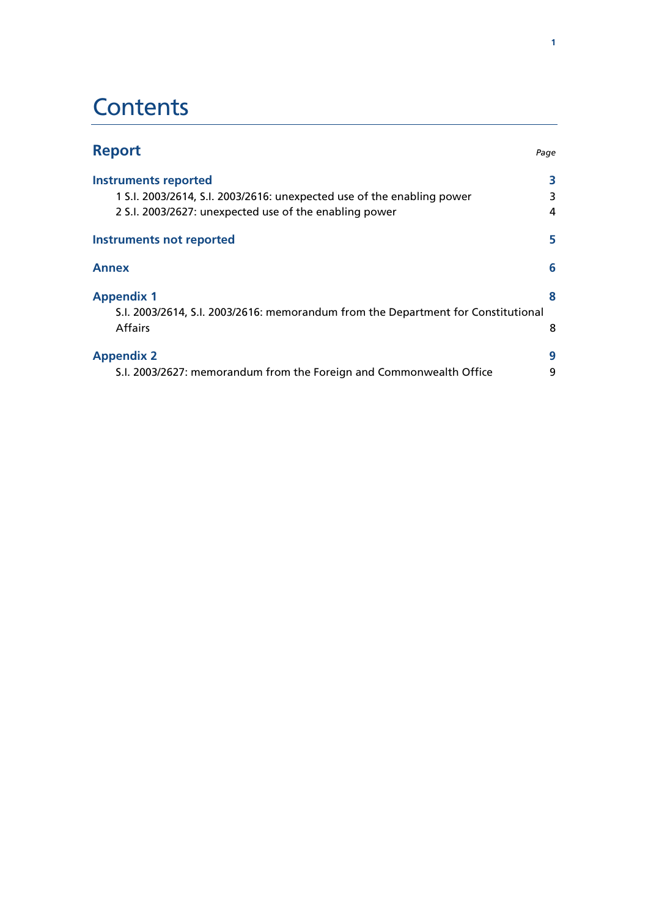# Contents

## Report

*Page*

| | |
|---|---|
| **Instruments reported** | **3** |
| 1 S.I. 2003/2614, S.I. 2003/2616: unexpected use of the enabling power | 3 |
| 2 S.I. 2003/2627: unexpected use of the enabling power | 4 |
| **Instruments not reported** | **5** |
| **Annex** | **6** |
| **Appendix 1** | **8** |
| S.I. 2003/2614, S.I. 2003/2616: memorandum from the Department for Constitutional Affairs | 8 |
| **Appendix 2** | **9** |
| S.I. 2003/2627: memorandum from the Foreign and Commonwealth Office | 9 |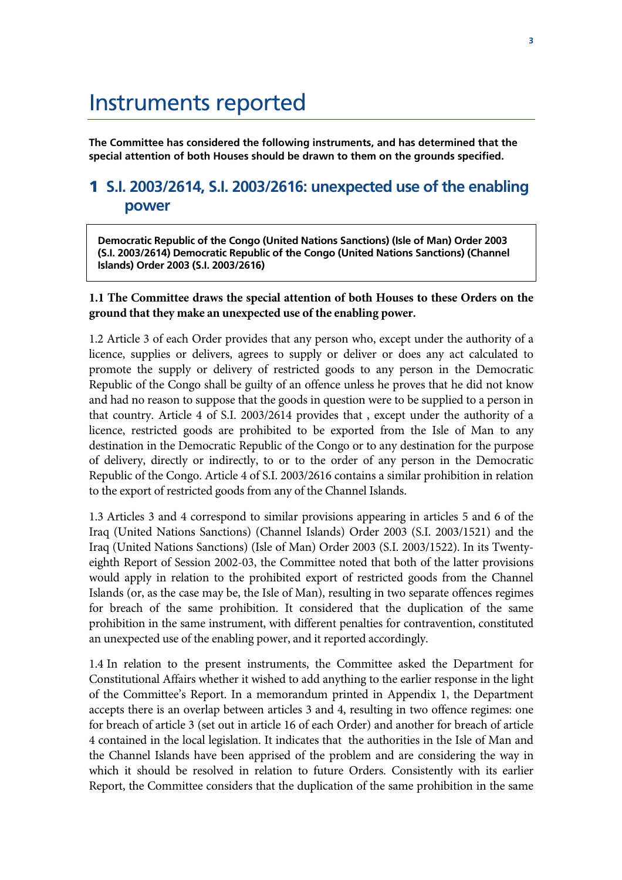# Instruments reported

**The Committee has considered the following instruments, and has determined that the special attention of both Houses should be drawn to them on the grounds specified.**

## 1 S.I. 2003/2614, S.I. 2003/2616: unexpected use of the enabling power

> **Democratic Republic of the Congo (United Nations Sanctions) (Isle of Man) Order 2003 (S.I. 2003/2614) Democratic Republic of the Congo (United Nations Sanctions) (Channel Islands) Order 2003 (S.I. 2003/2616)**

**1.1 The Committee draws the special attention of both Houses to these Orders on the ground that they make an unexpected use of the enabling power.**

1.2 Article 3 of each Order provides that any person who, except under the authority of a licence, supplies or delivers, agrees to supply or deliver or does any act calculated to promote the supply or delivery of restricted goods to any person in the Democratic Republic of the Congo shall be guilty of an offence unless he proves that he did not know and had no reason to suppose that the goods in question were to be supplied to a person in that country. Article 4 of S.I. 2003/2614 provides that , except under the authority of a licence, restricted goods are prohibited to be exported from the Isle of Man to any destination in the Democratic Republic of the Congo or to any destination for the purpose of delivery, directly or indirectly, to or to the order of any person in the Democratic Republic of the Congo. Article 4 of S.I. 2003/2616 contains a similar prohibition in relation to the export of restricted goods from any of the Channel Islands.

1.3 Articles 3 and 4 correspond to similar provisions appearing in articles 5 and 6 of the Iraq (United Nations Sanctions) (Channel Islands) Order 2003 (S.I. 2003/1521) and the Iraq (United Nations Sanctions) (Isle of Man) Order 2003 (S.I. 2003/1522). In its Twenty-eighth Report of Session 2002-03, the Committee noted that both of the latter provisions would apply in relation to the prohibited export of restricted goods from the Channel Islands (or, as the case may be, the Isle of Man), resulting in two separate offences regimes for breach of the same prohibition. It considered that the duplication of the same prohibition in the same instrument, with different penalties for contravention, constituted an unexpected use of the enabling power, and it reported accordingly.

1.4 In relation to the present instruments, the Committee asked the Department for Constitutional Affairs whether it wished to add anything to the earlier response in the light of the Committee's Report. In a memorandum printed in Appendix 1, the Department accepts there is an overlap between articles 3 and 4, resulting in two offence regimes: one for breach of article 3 (set out in article 16 of each Order) and another for breach of article 4 contained in the local legislation. It indicates that the authorities in the Isle of Man and the Channel Islands have been apprised of the problem and are considering the way in which it should be resolved in relation to future Orders. Consistently with its earlier Report, the Committee considers that the duplication of the same prohibition in the same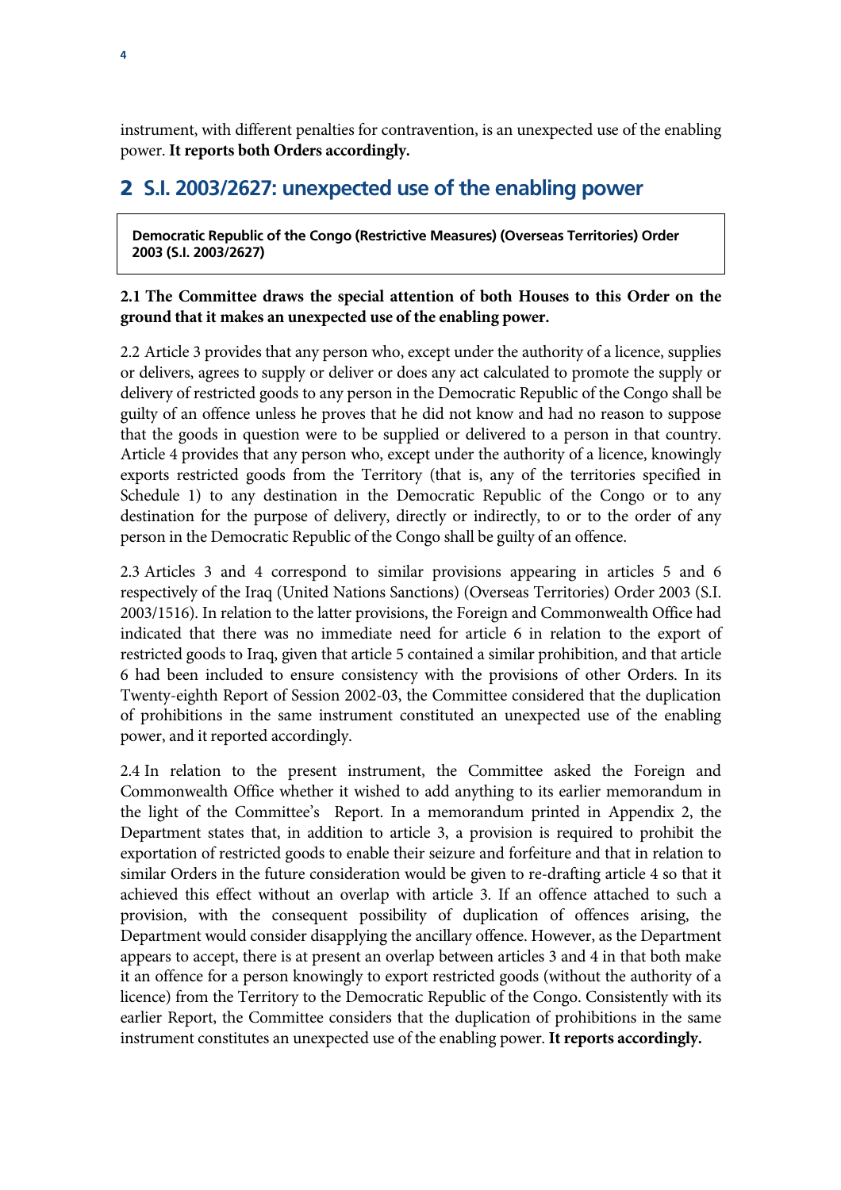instrument, with different penalties for contravention, is an unexpected use of the enabling power. **It reports both Orders accordingly.**

## 2 S.I. 2003/2627: unexpected use of the enabling power

**Democratic Republic of the Congo (Restrictive Measures) (Overseas Territories) Order 2003 (S.I. 2003/2627)**

**2.1 The Committee draws the special attention of both Houses to this Order on the ground that it makes an unexpected use of the enabling power.**

2.2 Article 3 provides that any person who, except under the authority of a licence, supplies or delivers, agrees to supply or deliver or does any act calculated to promote the supply or delivery of restricted goods to any person in the Democratic Republic of the Congo shall be guilty of an offence unless he proves that he did not know and had no reason to suppose that the goods in question were to be supplied or delivered to a person in that country. Article 4 provides that any person who, except under the authority of a licence, knowingly exports restricted goods from the Territory (that is, any of the territories specified in Schedule 1) to any destination in the Democratic Republic of the Congo or to any destination for the purpose of delivery, directly or indirectly, to or to the order of any person in the Democratic Republic of the Congo shall be guilty of an offence.

2.3 Articles 3 and 4 correspond to similar provisions appearing in articles 5 and 6 respectively of the Iraq (United Nations Sanctions) (Overseas Territories) Order 2003 (S.I. 2003/1516). In relation to the latter provisions, the Foreign and Commonwealth Office had indicated that there was no immediate need for article 6 in relation to the export of restricted goods to Iraq, given that article 5 contained a similar prohibition, and that article 6 had been included to ensure consistency with the provisions of other Orders. In its Twenty-eighth Report of Session 2002-03, the Committee considered that the duplication of prohibitions in the same instrument constituted an unexpected use of the enabling power, and it reported accordingly.

2.4 In relation to the present instrument, the Committee asked the Foreign and Commonwealth Office whether it wished to add anything to its earlier memorandum in the light of the Committee's Report. In a memorandum printed in Appendix 2, the Department states that, in addition to article 3, a provision is required to prohibit the exportation of restricted goods to enable their seizure and forfeiture and that in relation to similar Orders in the future consideration would be given to re-drafting article 4 so that it achieved this effect without an overlap with article 3. If an offence attached to such a provision, with the consequent possibility of duplication of offences arising, the Department would consider disapplying the ancillary offence. However, as the Department appears to accept, there is at present an overlap between articles 3 and 4 in that both make it an offence for a person knowingly to export restricted goods (without the authority of a licence) from the Territory to the Democratic Republic of the Congo. Consistently with its earlier Report, the Committee considers that the duplication of prohibitions in the same instrument constitutes an unexpected use of the enabling power. **It reports accordingly.**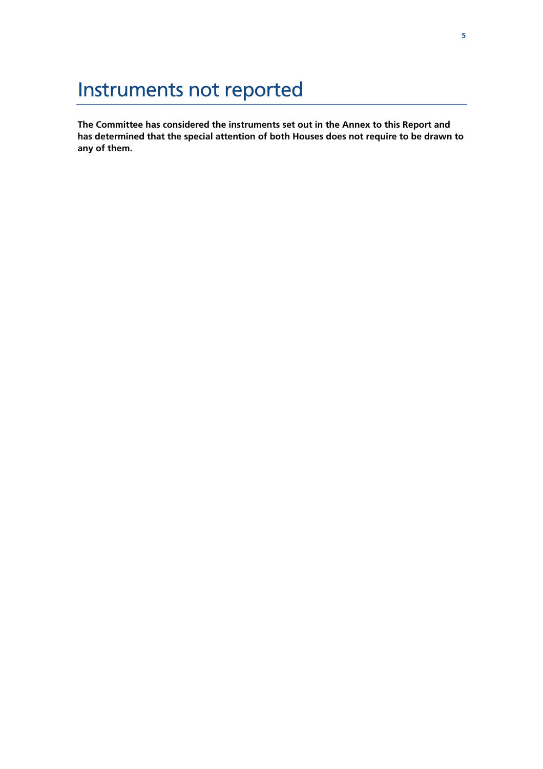# Instruments not reported

**The Committee has considered the instruments set out in the Annex to this Report and has determined that the special attention of both Houses does not require to be drawn to any of them.**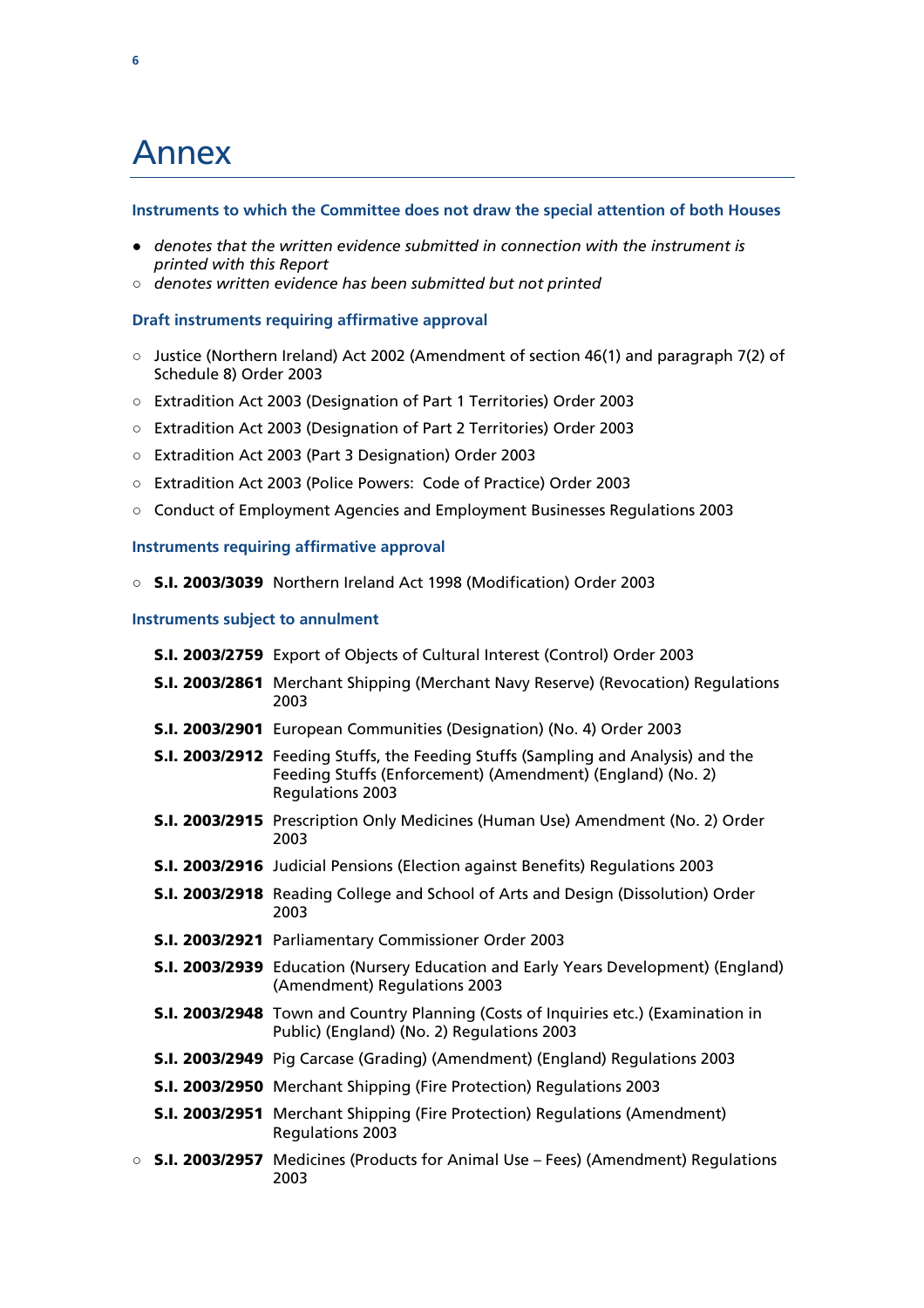# Annex

### Instruments to which the Committee does not draw the special attention of both Houses

- ● *denotes that the written evidence submitted in connection with the instrument is printed with this Report*
- ○ *denotes written evidence has been submitted but not printed*

### Draft instruments requiring affirmative approval

- ○ Justice (Northern Ireland) Act 2002 (Amendment of section 46(1) and paragraph 7(2) of Schedule 8) Order 2003
- ○ Extradition Act 2003 (Designation of Part 1 Territories) Order 2003
- ○ Extradition Act 2003 (Designation of Part 2 Territories) Order 2003
- ○ Extradition Act 2003 (Part 3 Designation) Order 2003
- ○ Extradition Act 2003 (Police Powers: Code of Practice) Order 2003
- ○ Conduct of Employment Agencies and Employment Businesses Regulations 2003

### Instruments requiring affirmative approval

- ○ **S.I. 2003/3039** Northern Ireland Act 1998 (Modification) Order 2003

### Instruments subject to annulment

**S.I. 2003/2759** Export of Objects of Cultural Interest (Control) Order 2003

**S.I. 2003/2861** Merchant Shipping (Merchant Navy Reserve) (Revocation) Regulations 2003

**S.I. 2003/2901** European Communities (Designation) (No. 4) Order 2003

**S.I. 2003/2912** Feeding Stuffs, the Feeding Stuffs (Sampling and Analysis) and the Feeding Stuffs (Enforcement) (Amendment) (England) (No. 2) Regulations 2003

**S.I. 2003/2915** Prescription Only Medicines (Human Use) Amendment (No. 2) Order 2003

**S.I. 2003/2916** Judicial Pensions (Election against Benefits) Regulations 2003

**S.I. 2003/2918** Reading College and School of Arts and Design (Dissolution) Order 2003

**S.I. 2003/2921** Parliamentary Commissioner Order 2003

**S.I. 2003/2939** Education (Nursery Education and Early Years Development) (England) (Amendment) Regulations 2003

**S.I. 2003/2948** Town and Country Planning (Costs of Inquiries etc.) (Examination in Public) (England) (No. 2) Regulations 2003

**S.I. 2003/2949** Pig Carcase (Grading) (Amendment) (England) Regulations 2003

**S.I. 2003/2950** Merchant Shipping (Fire Protection) Regulations 2003

**S.I. 2003/2951** Merchant Shipping (Fire Protection) Regulations (Amendment) Regulations 2003

○ **S.I. 2003/2957** Medicines (Products for Animal Use – Fees) (Amendment) Regulations 2003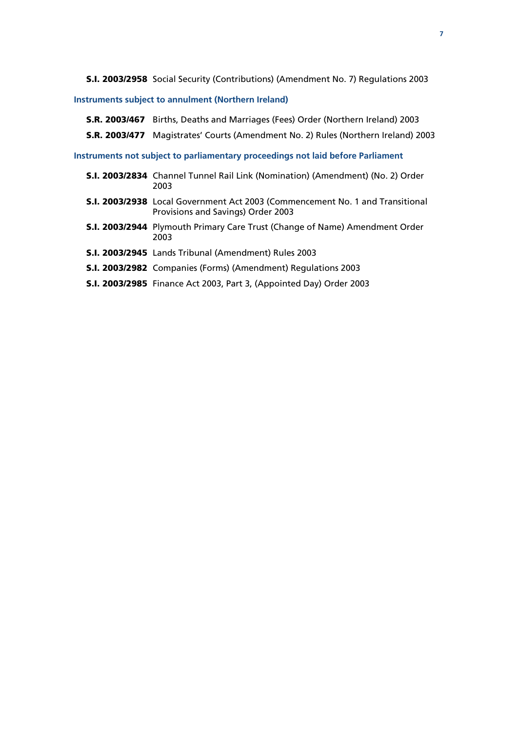**S.I. 2003/2958** Social Security (Contributions) (Amendment No. 7) Regulations 2003

### Instruments subject to annulment (Northern Ireland)

**S.R. 2003/467** Births, Deaths and Marriages (Fees) Order (Northern Ireland) 2003

**S.R. 2003/477** Magistrates' Courts (Amendment No. 2) Rules (Northern Ireland) 2003

### Instruments not subject to parliamentary proceedings not laid before Parliament

**S.I. 2003/2834** Channel Tunnel Rail Link (Nomination) (Amendment) (No. 2) Order 2003

**S.I. 2003/2938** Local Government Act 2003 (Commencement No. 1 and Transitional Provisions and Savings) Order 2003

**S.I. 2003/2944** Plymouth Primary Care Trust (Change of Name) Amendment Order 2003

**S.I. 2003/2945** Lands Tribunal (Amendment) Rules 2003

**S.I. 2003/2982** Companies (Forms) (Amendment) Regulations 2003

**S.I. 2003/2985** Finance Act 2003, Part 3, (Appointed Day) Order 2003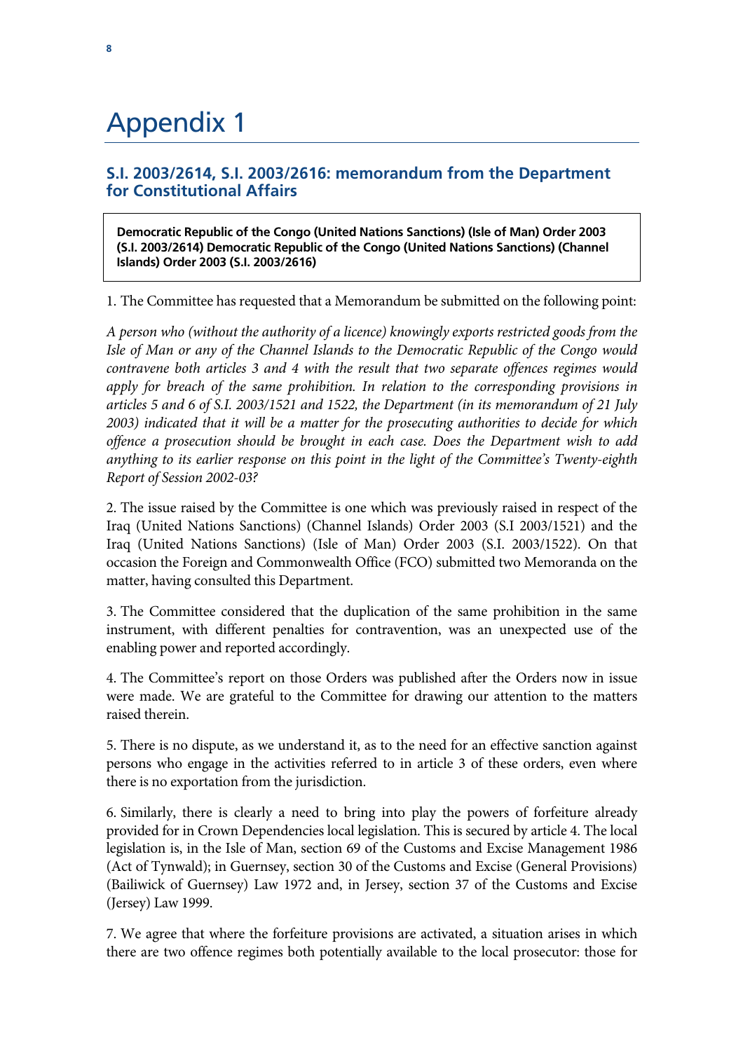# Appendix 1

## S.I. 2003/2614, S.I. 2003/2616: memorandum from the Department for Constitutional Affairs

**Democratic Republic of the Congo (United Nations Sanctions) (Isle of Man) Order 2003 (S.I. 2003/2614) Democratic Republic of the Congo (United Nations Sanctions) (Channel Islands) Order 2003 (S.I. 2003/2616)**

1. The Committee has requested that a Memorandum be submitted on the following point:

*A person who (without the authority of a licence) knowingly exports restricted goods from the Isle of Man or any of the Channel Islands to the Democratic Republic of the Congo would contravene both articles 3 and 4 with the result that two separate offences regimes would apply for breach of the same prohibition. In relation to the corresponding provisions in articles 5 and 6 of S.I. 2003/1521 and 1522, the Department (in its memorandum of 21 July 2003) indicated that it will be a matter for the prosecuting authorities to decide for which offence a prosecution should be brought in each case. Does the Department wish to add anything to its earlier response on this point in the light of the Committee's Twenty-eighth Report of Session 2002-03?*

2. The issue raised by the Committee is one which was previously raised in respect of the Iraq (United Nations Sanctions) (Channel Islands) Order 2003 (S.I 2003/1521) and the Iraq (United Nations Sanctions) (Isle of Man) Order 2003 (S.I. 2003/1522). On that occasion the Foreign and Commonwealth Office (FCO) submitted two Memoranda on the matter, having consulted this Department.

3. The Committee considered that the duplication of the same prohibition in the same instrument, with different penalties for contravention, was an unexpected use of the enabling power and reported accordingly.

4. The Committee's report on those Orders was published after the Orders now in issue were made. We are grateful to the Committee for drawing our attention to the matters raised therein.

5. There is no dispute, as we understand it, as to the need for an effective sanction against persons who engage in the activities referred to in article 3 of these orders, even where there is no exportation from the jurisdiction.

6. Similarly, there is clearly a need to bring into play the powers of forfeiture already provided for in Crown Dependencies local legislation. This is secured by article 4. The local legislation is, in the Isle of Man, section 69 of the Customs and Excise Management 1986 (Act of Tynwald); in Guernsey, section 30 of the Customs and Excise (General Provisions) (Bailiwick of Guernsey) Law 1972 and, in Jersey, section 37 of the Customs and Excise (Jersey) Law 1999.

7. We agree that where the forfeiture provisions are activated, a situation arises in which there are two offence regimes both potentially available to the local prosecutor: those for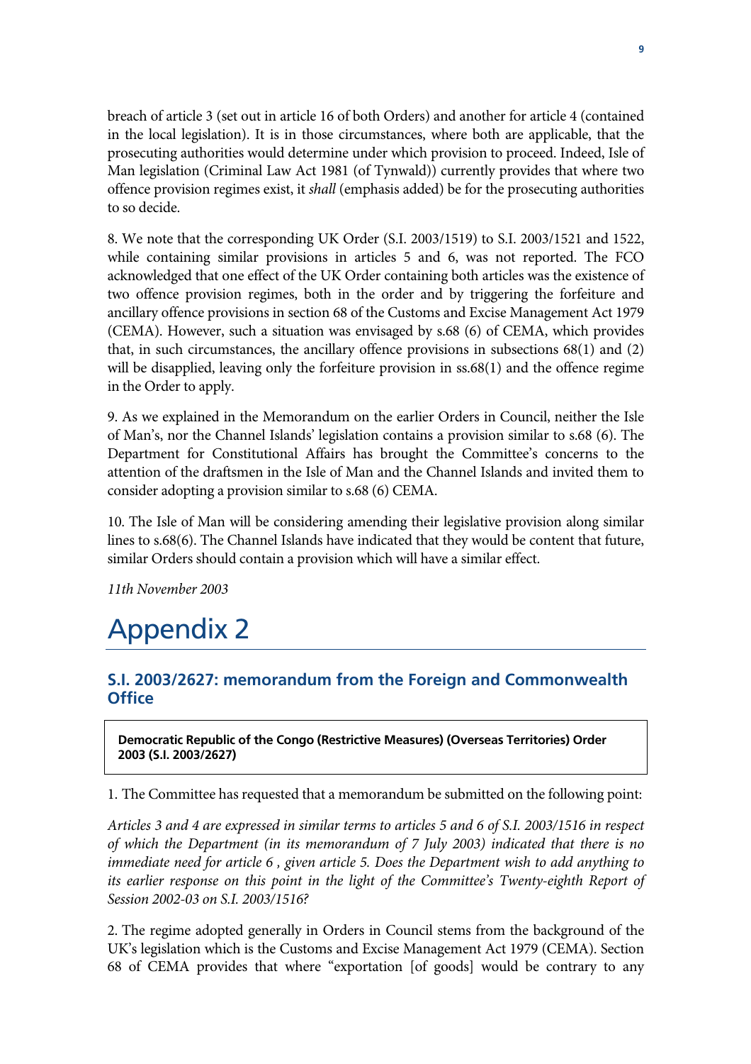breach of article 3 (set out in article 16 of both Orders) and another for article 4 (contained in the local legislation). It is in those circumstances, where both are applicable, that the prosecuting authorities would determine under which provision to proceed. Indeed, Isle of Man legislation (Criminal Law Act 1981 (of Tynwald)) currently provides that where two offence provision regimes exist, it *shall* (emphasis added) be for the prosecuting authorities to so decide.

8. We note that the corresponding UK Order (S.I. 2003/1519) to S.I. 2003/1521 and 1522, while containing similar provisions in articles 5 and 6, was not reported. The FCO acknowledged that one effect of the UK Order containing both articles was the existence of two offence provision regimes, both in the order and by triggering the forfeiture and ancillary offence provisions in section 68 of the Customs and Excise Management Act 1979 (CEMA). However, such a situation was envisaged by s.68 (6) of CEMA, which provides that, in such circumstances, the ancillary offence provisions in subsections 68(1) and (2) will be disapplied, leaving only the forfeiture provision in ss.68(1) and the offence regime in the Order to apply.

9. As we explained in the Memorandum on the earlier Orders in Council, neither the Isle of Man's, nor the Channel Islands' legislation contains a provision similar to s.68 (6). The Department for Constitutional Affairs has brought the Committee's concerns to the attention of the draftsmen in the Isle of Man and the Channel Islands and invited them to consider adopting a provision similar to s.68 (6) CEMA.

10. The Isle of Man will be considering amending their legislative provision along similar lines to s.68(6). The Channel Islands have indicated that they would be content that future, similar Orders should contain a provision which will have a similar effect.

*11th November 2003*

# Appendix 2

## S.I. 2003/2627: memorandum from the Foreign and Commonwealth Office

**Democratic Republic of the Congo (Restrictive Measures) (Overseas Territories) Order 2003 (S.I. 2003/2627)**

1. The Committee has requested that a memorandum be submitted on the following point:

*Articles 3 and 4 are expressed in similar terms to articles 5 and 6 of S.I. 2003/1516 in respect of which the Department (in its memorandum of 7 July 2003) indicated that there is no immediate need for article 6 , given article 5. Does the Department wish to add anything to its earlier response on this point in the light of the Committee's Twenty-eighth Report of Session 2002-03 on S.I. 2003/1516?*

2. The regime adopted generally in Orders in Council stems from the background of the UK's legislation which is the Customs and Excise Management Act 1979 (CEMA). Section 68 of CEMA provides that where "exportation [of goods] would be contrary to any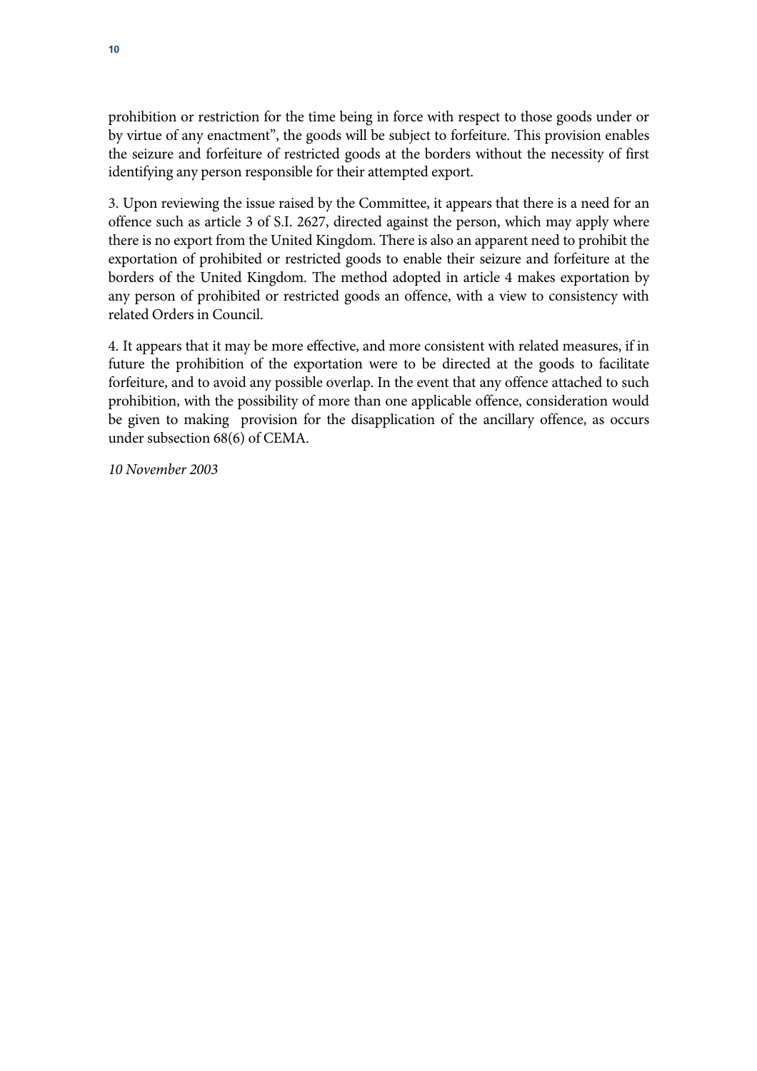prohibition or restriction for the time being in force with respect to those goods under or by virtue of any enactment", the goods will be subject to forfeiture. This provision enables the seizure and forfeiture of restricted goods at the borders without the necessity of first identifying any person responsible for their attempted export.

3. Upon reviewing the issue raised by the Committee, it appears that there is a need for an offence such as article 3 of S.I. 2627, directed against the person, which may apply where there is no export from the United Kingdom. There is also an apparent need to prohibit the exportation of prohibited or restricted goods to enable their seizure and forfeiture at the borders of the United Kingdom. The method adopted in article 4 makes exportation by any person of prohibited or restricted goods an offence, with a view to consistency with related Orders in Council.

4. It appears that it may be more effective, and more consistent with related measures, if in future the prohibition of the exportation were to be directed at the goods to facilitate forfeiture, and to avoid any possible overlap. In the event that any offence attached to such prohibition, with the possibility of more than one applicable offence, consideration would be given to making provision for the disapplication of the ancillary offence, as occurs under subsection 68(6) of CEMA.

*10 November 2003*